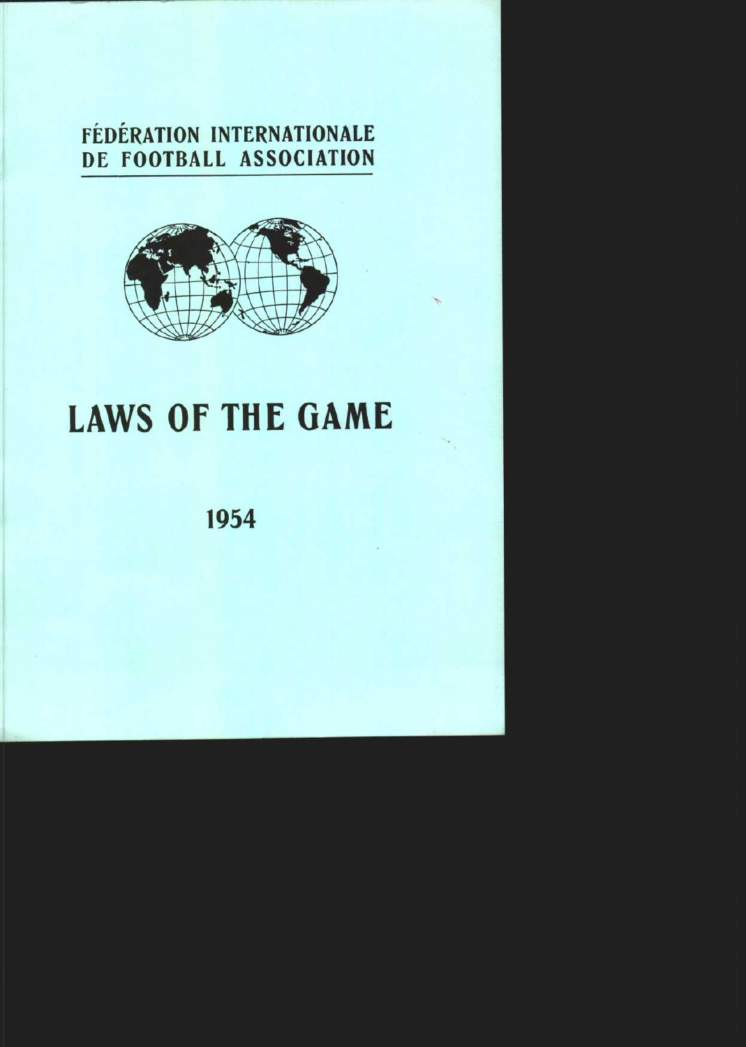FÉDÉRATION INTERNATIONALE
DE FOOTBALL ASSOCIATION

# LAWS OF THE GAME

1954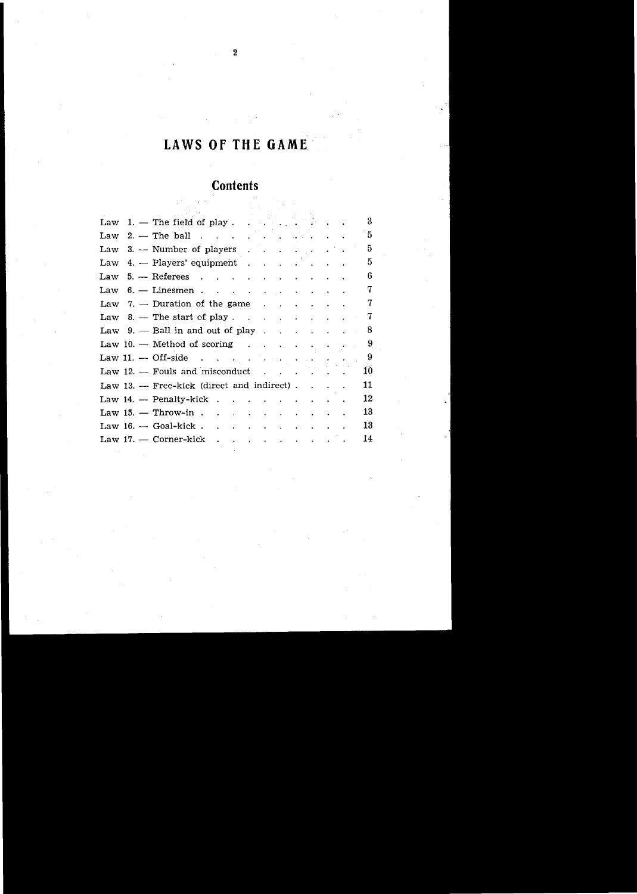# LAWS OF THE GAME

## Contents

| | |
|---|---|
| Law 1. — The field of play | 3 |
| Law 2. — The ball | 5 |
| Law 3. — Number of players | 5 |
| Law 4. — Players' equipment | 5 |
| Law 5. — Referees | 6 |
| Law 6. — Linesmen | 7 |
| Law 7. — Duration of the game | 7 |
| Law 8. — The start of play | 7 |
| Law 9. — Ball in and out of play | 8 |
| Law 10. — Method of scoring | 9 |
| Law 11. — Off-side | 9 |
| Law 12. — Fouls and misconduct | 10 |
| Law 13. — Free-kick (direct and indirect) | 11 |
| Law 14. — Penalty-kick | 12 |
| Law 15. — Throw-in | 13 |
| Law 16. — Goal-kick | 13 |
| Law 17. — Corner-kick | 14 |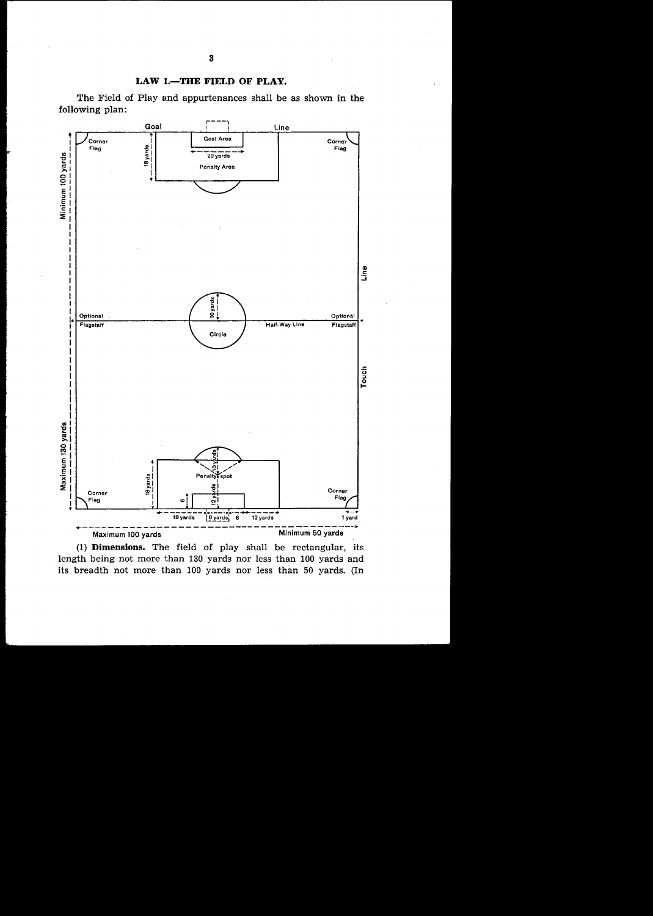## LAW 1.—THE FIELD OF PLAY.

The Field of Play and appurtenances shall be as shown in the following plan:

(1) **Dimensions.** The field of play shall be rectangular, its length being not more than 130 yards nor less than 100 yards and its breadth not more than 100 yards nor less than 50 yards. (In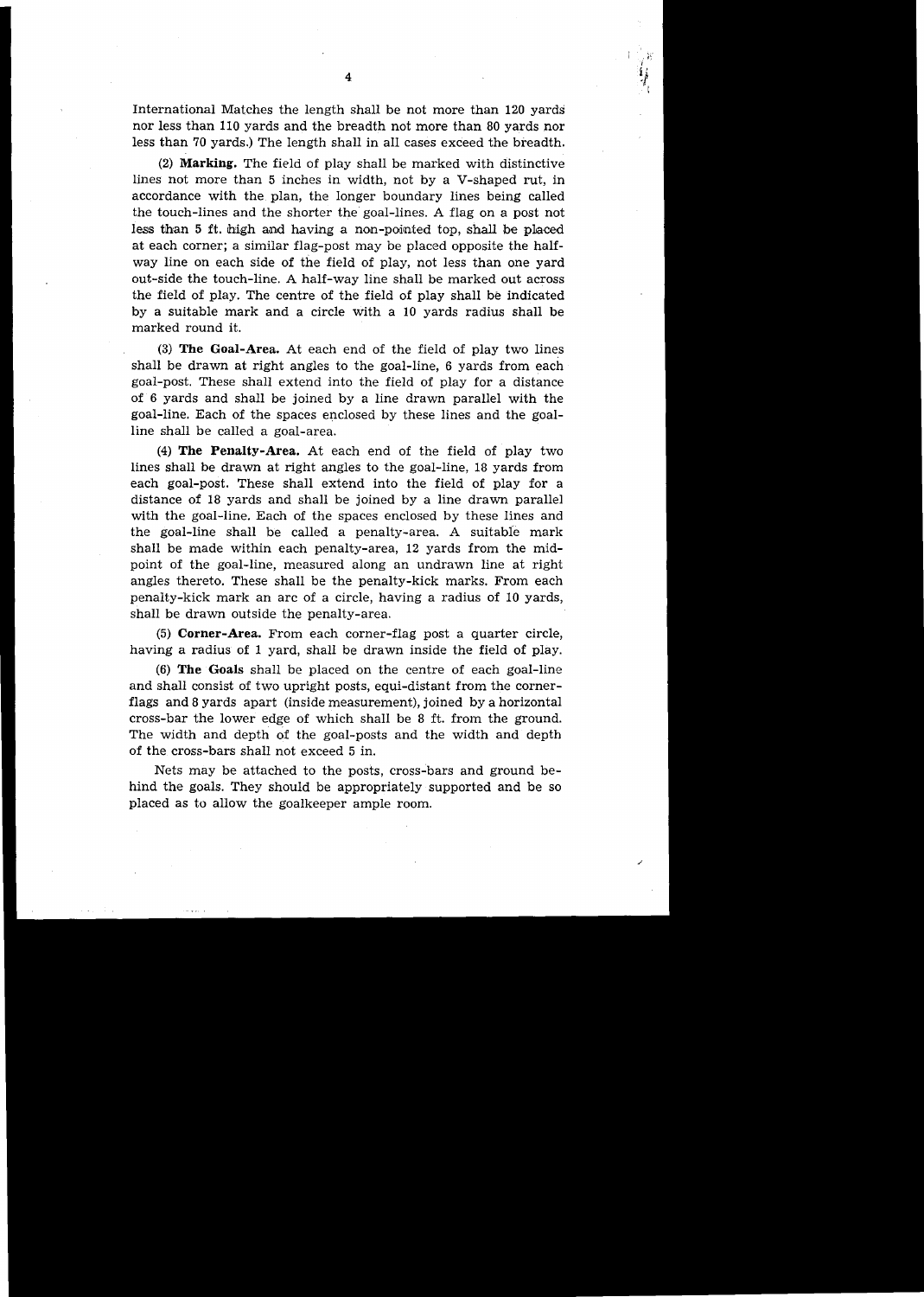International Matches the length shall be not more than 120 yards nor less than 110 yards and the breadth not more than 80 yards nor less than 70 yards.) The length shall in all cases exceed the breadth.

(2) **Marking.** The field of play shall be marked with distinctive lines not more than 5 inches in width, not by a V-shaped rut, in accordance with the plan, the longer boundary lines being called the touch-lines and the shorter the goal-lines. A flag on a post not less than 5 ft. high and having a non-pointed top, shall be placed at each corner; a similar flag-post may be placed opposite the half-way line on each side of the field of play, not less than one yard out-side the touch-line. A half-way line shall be marked out across the field of play. The centre of the field of play shall be indicated by a suitable mark and a circle with a 10 yards radius shall be marked round it.

(3) **The Goal-Area.** At each end of the field of play two lines shall be drawn at right angles to the goal-line, 6 yards from each goal-post. These shall extend into the field of play for a distance of 6 yards and shall be joined by a line drawn parallel with the goal-line. Each of the spaces enclosed by these lines and the goal-line shall be called a goal-area.

(4) **The Penalty-Area.** At each end of the field of play two lines shall be drawn at right angles to the goal-line, 18 yards from each goal-post. These shall extend into the field of play for a distance of 18 yards and shall be joined by a line drawn parallel with the goal-line. Each of the spaces enclosed by these lines and the goal-line shall be called a penalty-area. A suitable mark shall be made within each penalty-area, 12 yards from the mid-point of the goal-line, measured along an undrawn line at right angles thereto. These shall be the penalty-kick marks. From each penalty-kick mark an arc of a circle, having a radius of 10 yards, shall be drawn outside the penalty-area.

(5) **Corner-Area.** From each corner-flag post a quarter circle, having a radius of 1 yard, shall be drawn inside the field of play.

(6) **The Goals** shall be placed on the centre of each goal-line and shall consist of two upright posts, equi-distant from the corner-flags and 8 yards apart (inside measurement), joined by a horizontal cross-bar the lower edge of which shall be 8 ft. from the ground. The width and depth of the goal-posts and the width and depth of the cross-bars shall not exceed 5 in.

Nets may be attached to the posts, cross-bars and ground behind the goals. They should be appropriately supported and be so placed as to allow the goalkeeper ample room.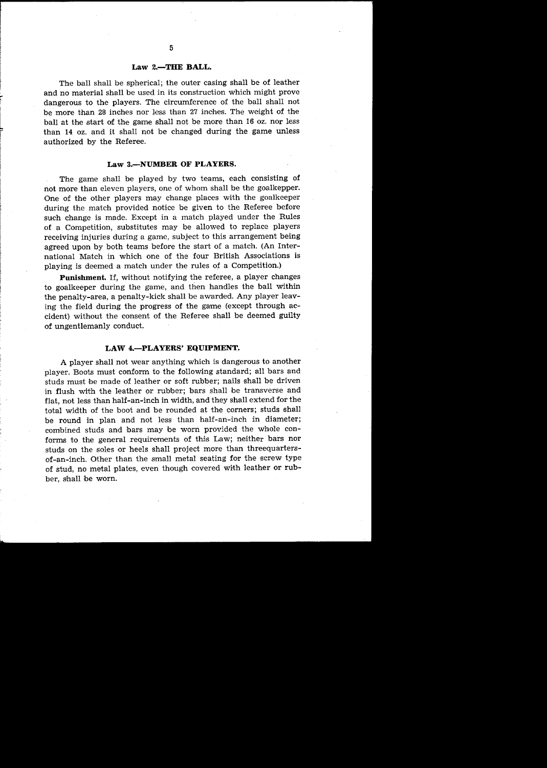## Law 2.—THE BALL.

The ball shall be spherical; the outer casing shall be of leather and no material shall be used in its construction which might prove dangerous to the players. The circumference of the ball shall not be more than 28 inches nor less than 27 inches. The weight of the ball at the start of the game shall not be more than 16 oz. nor less than 14 oz. and it shall not be changed during the game unless authorized by the Referee.

## Law 3.—NUMBER OF PLAYERS.

The game shall be played by two teams, each consisting of not more than eleven players, one of whom shall be the goalkepper. One of the other players may change places with the goalkeeper during the match provided notice be given to the Referee before such change is made. Except in a match played under the Rules of a Competition, substitutes may be allowed to replace players receiving injuries during a game, subject to this arrangement being agreed upon by both teams before the start of a match. (An International Match in which one of the four British Associations is playing is deemed a match under the rules of a Competition.)

**Punishment.** If, without notifying the referee, a player changes to goalkeeper during the game, and then handles the ball within the penalty-area, a penalty-kick shall be awarded. Any player leaving the field during the progress of the game (except through accident) without the consent of the Referee shall be deemed guilty of ungentlemanly conduct.

## LAW 4.—PLAYERS' EQUIPMENT.

A player shall not wear anything which is dangerous to another player. Boots must conform to the following standard; all bars and studs must be made of leather or soft rubber; nails shall be driven in flush with the leather or rubber; bars shall be transverse and flat, not less than half-an-inch in width, and they shall extend for the total width of the boot and be rounded at the corners; studs shall be round in plan and not less than half-an-inch in diameter; combined studs and bars may be worn provided the whole conforms to the general requirements of this Law; neither bars nor studs on the soles or heels shall project more than threequarters-of-an-inch. Other than the small metal seating for the screw type of stud, no metal plates, even though covered with leather or rubber, shall be worn.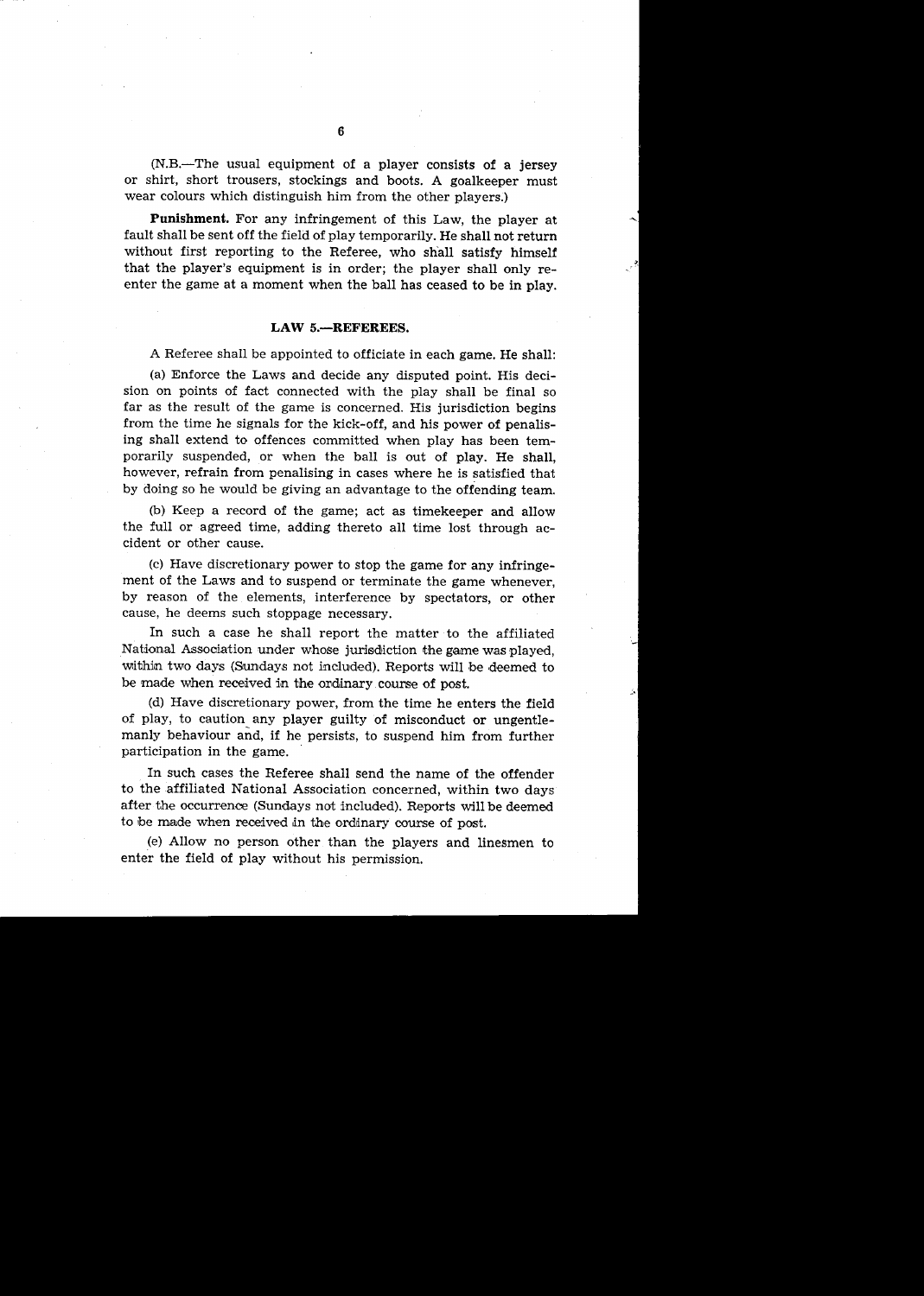(N.B.—The usual equipment of a player consists of a jersey or shirt, short trousers, stockings and boots. A goalkeeper must wear colours which distinguish him from the other players.)

**Punishment.** For any infringement of this Law, the player at fault shall be sent off the field of play temporarily. He shall not return without first reporting to the Referee, who shall satisfy himself that the player's equipment is in order; the player shall only re-enter the game at a moment when the ball has ceased to be in play.

## LAW 5.—REFEREES.

A Referee shall be appointed to officiate in each game. He shall:

(a) Enforce the Laws and decide any disputed point. His decision on points of fact connected with the play shall be final so far as the result of the game is concerned. His jurisdiction begins from the time he signals for the kick-off, and his power of penalising shall extend to offences committed when play has been temporarily suspended, or when the ball is out of play. He shall, however, refrain from penalising in cases where he is satisfied that by doing so he would be giving an advantage to the offending team.

(b) Keep a record of the game; act as timekeeper and allow the full or agreed time, adding thereto all time lost through accident or other cause.

(c) Have discretionary power to stop the game for any infringement of the Laws and to suspend or terminate the game whenever, by reason of the elements, interference by spectators, or other cause, he deems such stoppage necessary.

In such a case he shall report the matter to the affiliated National Association under whose jurisdiction the game was played, within two days (Sundays not included). Reports will be deemed to be made when received in the ordinary course of post.

(d) Have discretionary power, from the time he enters the field of play, to caution any player guilty of misconduct or ungentlemanly behaviour and, if he persists, to suspend him from further participation in the game.

In such cases the Referee shall send the name of the offender to the affiliated National Association concerned, within two days after the occurrence (Sundays not included). Reports will be deemed to be made when received in the ordinary course of post.

(e) Allow no person other than the players and linesmen to enter the field of play without his permission.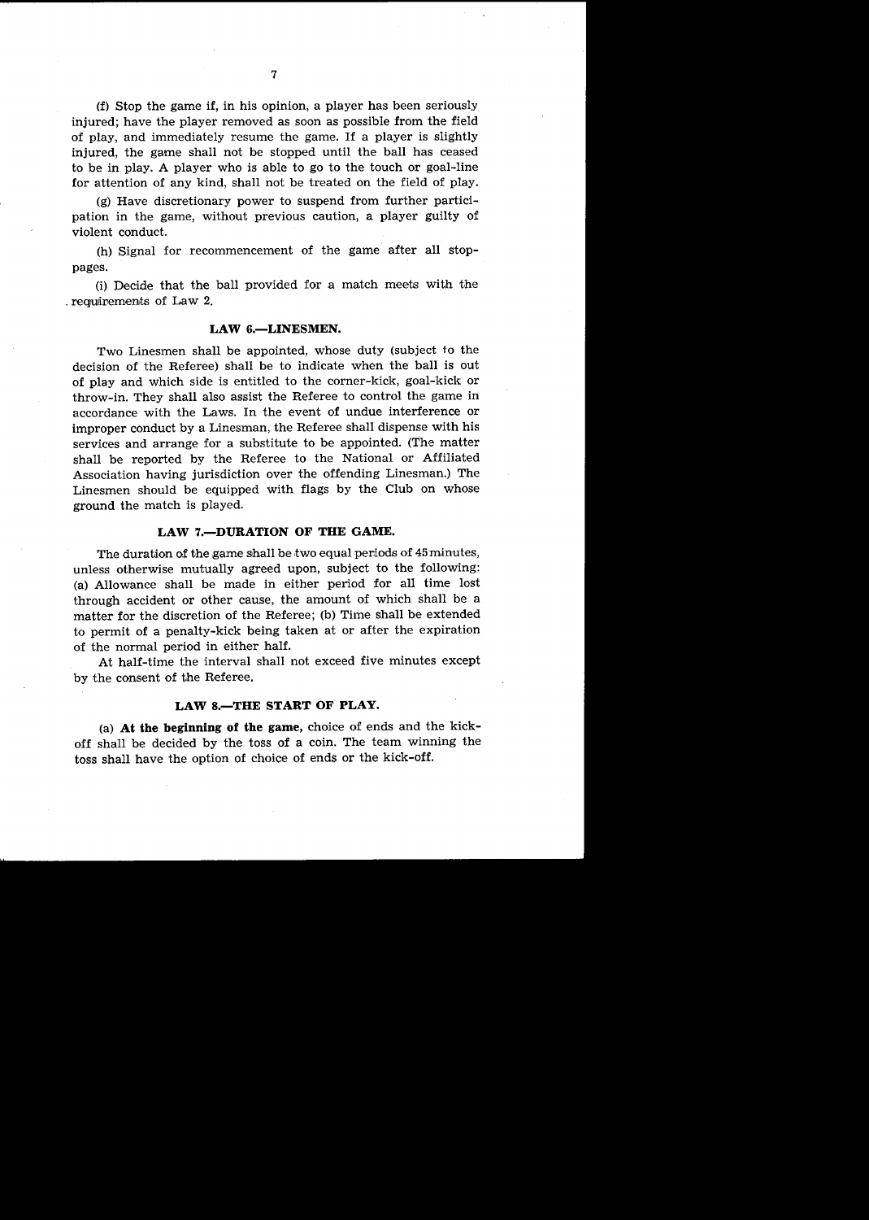(f) Stop the game if, in his opinion, a player has been seriously injured; have the player removed as soon as possible from the field of play, and immediately resume the game. If a player is slightly injured, the game shall not be stopped until the ball has ceased to be in play. A player who is able to go to the touch or goal-line for attention of any kind, shall not be treated on the field of play.

(g) Have discretionary power to suspend from further participation in the game, without previous caution, a player guilty of violent conduct.

(h) Signal for recommencement of the game after all stoppages.

(i) Decide that the ball provided for a match meets with the requirements of Law 2.

## LAW 6.—LINESMEN.

Two Linesmen shall be appointed, whose duty (subject to the decision of the Referee) shall be to indicate when the ball is out of play and which side is entitled to the corner-kick, goal-kick or throw-in. They shall also assist the Referee to control the game in accordance with the Laws. In the event of undue interference or improper conduct by a Linesman, the Referee shall dispense with his services and arrange for a substitute to be appointed. (The matter shall be reported by the Referee to the National or Affiliated Association having jurisdiction over the offending Linesman.) The Linesmen should be equipped with flags by the Club on whose ground the match is played.

## LAW 7.—DURATION OF THE GAME.

The duration of the game shall be two equal periods of 45 minutes, unless otherwise mutually agreed upon, subject to the following: (a) Allowance shall be made in either period for all time lost through accident or other cause, the amount of which shall be a matter for the discretion of the Referee; (b) Time shall be extended to permit of a penalty-kick being taken at or after the expiration of the normal period in either half.

At half-time the interval shall not exceed five minutes except by the consent of the Referee.

## LAW 8.—THE START OF PLAY.

(a) **At the beginning of the game,** choice of ends and the kick-off shall be decided by the toss of a coin. The team winning the toss shall have the option of choice of ends or the kick-off.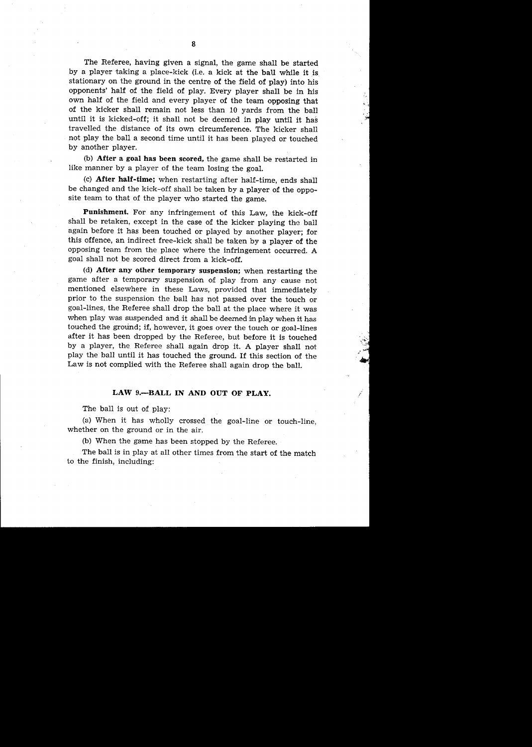The Referee, having given a signal, the game shall be started by a player taking a place-kick (i.e. a kick at the ball while it is stationary on the ground in the centre of the field of play) into his opponents' half of the field of play. Every player shall be in his own half of the field and every player of the team opposing that of the kicker shall remain not less than 10 yards from the ball until it is kicked-off; it shall not be deemed in play until it has travelled the distance of its own circumference. The kicker shall not play the ball a second time until it has been played or touched by another player.

(b) **After a goal has been scored,** the game shall be restarted in like manner by a player of the team losing the goal.

(c) **After half-time;** when restarting after half-time, ends shall be changed and the kick-off shall be taken by a player of the opposite team to that of the player who started the game.

**Punishment.** For any infringement of this Law, the kick-off shall be retaken, except in the case of the kicker playing the ball again before it has been touched or played by another player; for this offence, an indirect free-kick shall be taken by a player of the opposing team from the place where the infringement occurred. A goal shall not be scored direct from a kick-off.

(d) **After any other temporary suspension;** when restarting the game after a temporary suspension of play from any cause not mentioned elsewhere in these Laws, provided that immediately prior to the suspension the ball has not passed over the touch or goal-lines, the Referee shall drop the ball at the place where it was when play was suspended and it shall be deemed in play when it has touched the ground; if, however, it goes over the touch or goal-lines after it has been dropped by the Referee, but before it is touched by a player, the Referee shall again drop it. A player shall not play the ball until it has touched the ground. If this section of the Law is not complied with the Referee shall again drop the ball.

## LAW 9.—BALL IN AND OUT OF PLAY.

The ball is out of play:

(a) When it has wholly crossed the goal-line or touch-line, whether on the ground or in the air.

(b) When the game has been stopped by the Referee.

The ball is in play at all other times from the start of the match to the finish, including: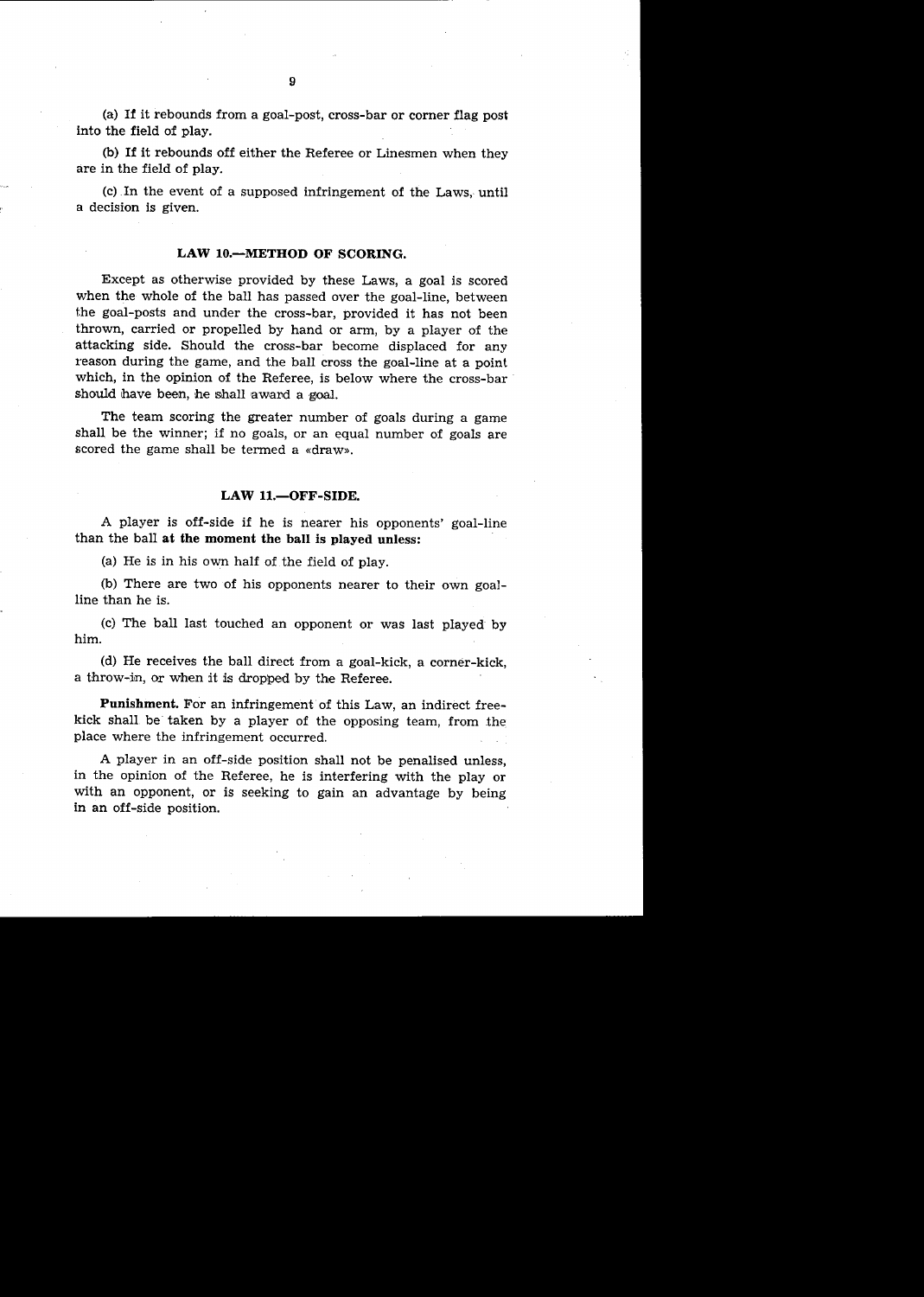(a) If it rebounds from a goal-post, cross-bar or corner flag post into the field of play.

(b) If it rebounds off either the Referee or Linesmen when they are in the field of play.

(c) In the event of a supposed infringement of the Laws, until a decision is given.

## LAW 10.—METHOD OF SCORING.

Except as otherwise provided by these Laws, a goal is scored when the whole of the ball has passed over the goal-line, between the goal-posts and under the cross-bar, provided it has not been thrown, carried or propelled by hand or arm, by a player of the attacking side. Should the cross-bar become displaced for any reason during the game, and the ball cross the goal-line at a point which, in the opinion of the Referee, is below where the cross-bar should have been, he shall award a goal.

The team scoring the greater number of goals during a game shall be the winner; if no goals, or an equal number of goals are scored the game shall be termed a «draw».

## LAW 11.—OFF-SIDE.

A player is off-side if he is nearer his opponents' goal-line than the ball **at the moment the ball is played unless:**

(a) He is in his own half of the field of play.

(b) There are two of his opponents nearer to their own goal-line than he is.

(c) The ball last touched an opponent or was last played by him.

(d) He receives the ball direct from a goal-kick, a corner-kick, a throw-in, or when it is dropped by the Referee.

**Punishment.** For an infringement of this Law, an indirect free-kick shall be taken by a player of the opposing team, from the place where the infringement occurred.

A player in an off-side position shall not be penalised unless, in the opinion of the Referee, he is interfering with the play or with an opponent, or is seeking to gain an advantage by being in an off-side position.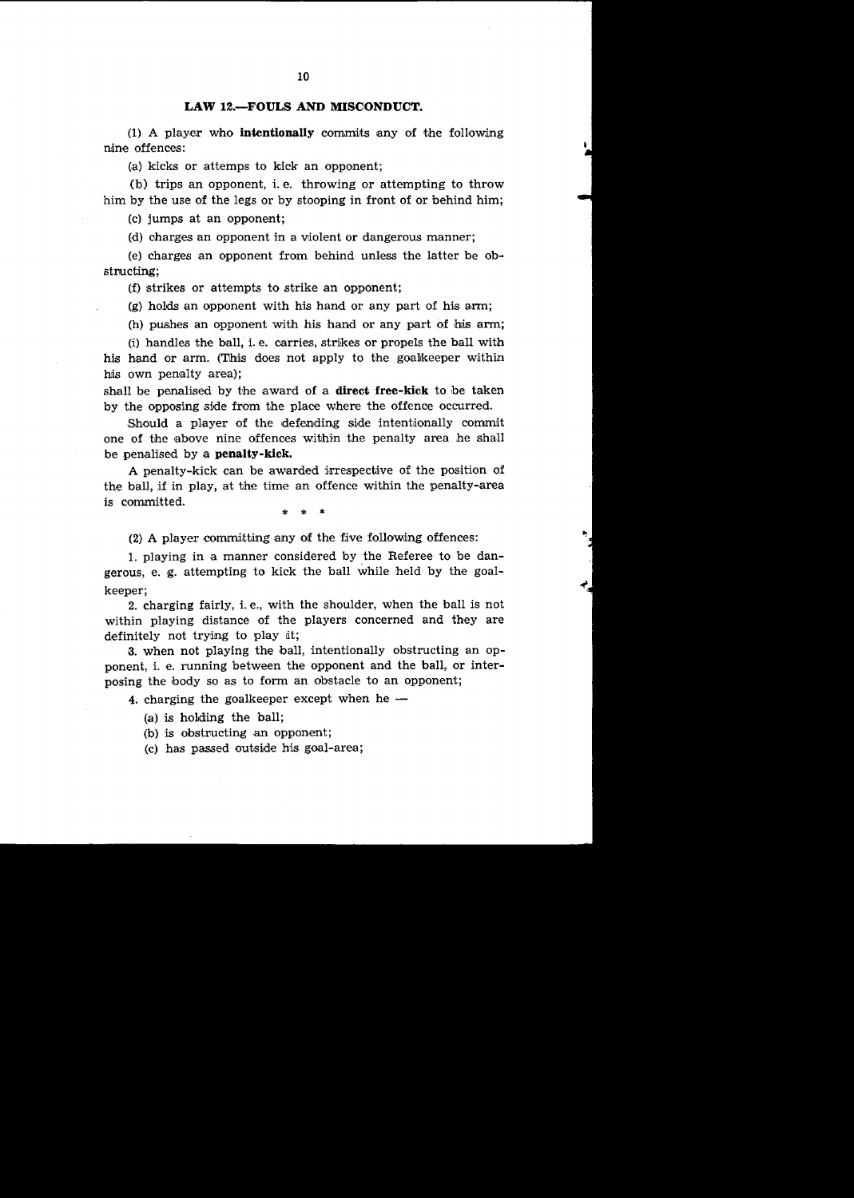## LAW 12.—FOULS AND MISCONDUCT.

(1) A player who **intentionally** commits any of the following nine offences:

(a) kicks or attemps to kick an opponent;

(b) trips an opponent, i. e. throwing or attempting to throw him by the use of the legs or by stooping in front of or behind him;

(c) jumps at an opponent;

(d) charges an opponent in a violent or dangerous manner;

(e) charges an opponent from behind unless the latter be obstructing;

(f) strikes or attempts to strike an opponent;

(g) holds an opponent with his hand or any part of his arm;

(h) pushes an opponent with his hand or any part of his arm;

(i) handles the ball, i. e. carries, strikes or propels the ball with his hand or arm. (This does not apply to the goalkeeper within his own penalty area);

shall be penalised by the award of a **direct free-kick** to be taken by the opposing side from the place where the offence occurred.

Should a player of the defending side intentionally commit one of the above nine offences within the penalty area he shall be penalised by a **penalty-kick.**

A penalty-kick can be awarded irrespective of the position of the ball, if in play, at the time an offence within the penalty-area is committed.

\* \* \*

(2) A player committing any of the five following offences:

1. playing in a manner considered by the Referee to be dangerous, e. g. attempting to kick the ball while held by the goalkeeper;

2. charging fairly, i. e., with the shoulder, when the ball is not within playing distance of the players concerned and they are definitely not trying to play it;

3. when not playing the ball, intentionally obstructing an opponent, i. e. running between the opponent and the ball, or interposing the body so as to form an obstacle to an opponent;

4. charging the goalkeeper except when he —

(a) is holding the ball;

(b) is obstructing an opponent;

(c) has passed outside his goal-area;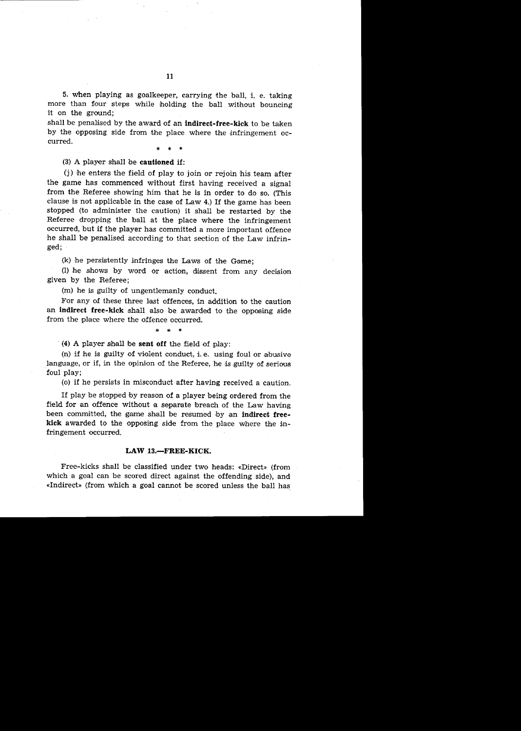5. when playing as goalkeeper, carrying the ball, i. e. taking more than four steps while holding the ball without bouncing it on the ground;

shall be penalised by the award of an **indirect-free-kick** to be taken by the opposing side from the place where the infringement occurred.

\* \* \*

(3) A player shall be **cautioned** if:

(j) he enters the field of play to join or rejoin his team after the game has commenced without first having received a signal from the Referee showing him that he is in order to do so. (This clause is not applicable in the case of Law 4.) If the game has been stopped (to administer the caution) it shall be restarted by the Referee dropping the ball at the place where the infringement occurred, but if the player has committed a more important offence he shall be penalised according to that section of the Law infringed;

(k) he persistently infringes the Laws of the Game;

(l) he shows by word or action, dissent from any decision given by the Referee;

(m) he is guilty of ungentlemanly conduct.

For any of these three last offences, in addition to the caution an **indirect free-kick** shall also be awarded to the opposing side from the place where the offence occurred.

\* \* \*

(4) A player shall be **sent off** the field of play:

(n) if he is guilty of violent conduct, i. e. using foul or abusive language, or if, in the opinion of the Referee, he is guilty of serious foul play;

(o) if he persists in misconduct after having received a caution.

If play be stopped by reason of a player being ordered from the field for an offence without a separate breach of the Law having been committed, the game shall be resumed by an **indirect free-kick** awarded to the opposing side from the place where the infringement occurred.

## LAW 13.—FREE-KICK.

Free-kicks shall be classified under two heads: «Direct» (from which a goal can be scored direct against the offending side), and «Indirect» (from which a goal cannot be scored unless the ball has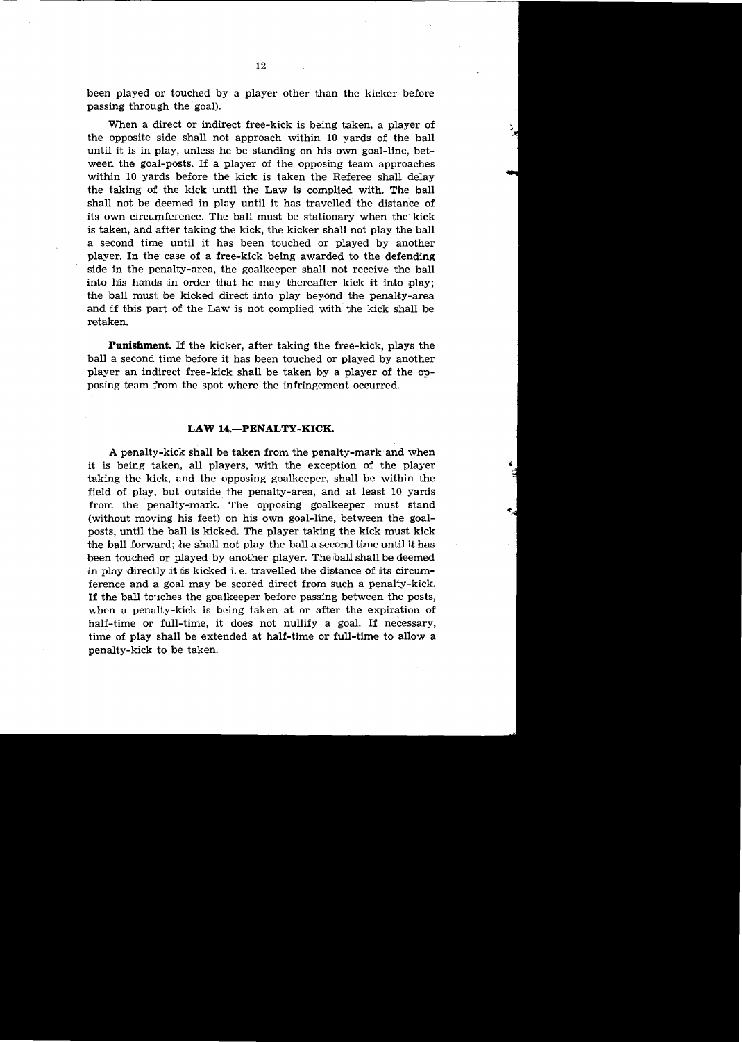been played or touched by a player other than the kicker before passing through the goal).

When a direct or indirect free-kick is being taken, a player of the opposite side shall not approach within 10 yards of the ball until it is in play, unless he be standing on his own goal-line, between the goal-posts. If a player of the opposing team approaches within 10 yards before the kick is taken the Referee shall delay the taking of the kick until the Law is complied with. The ball shall not be deemed in play until it has travelled the distance of its own circumference. The ball must be stationary when the kick is taken, and after taking the kick, the kicker shall not play the ball a second time until it has been touched or played by another player. In the case of a free-kick being awarded to the defending side in the penalty-area, the goalkeeper shall not receive the ball into his hands in order that he may thereafter kick it into play; the ball must be kicked direct into play beyond the penalty-area and if this part of the Law is not complied with the kick shall be retaken.

**Punishment.** If the kicker, after taking the free-kick, plays the ball a second time before it has been touched or played by another player an indirect free-kick shall be taken by a player of the opposing team from the spot where the infringement occurred.

## LAW 14.—PENALTY-KICK.

A penalty-kick shall be taken from the penalty-mark and when it is being taken, all players, with the exception of the player taking the kick, and the opposing goalkeeper, shall be within the field of play, but outside the penalty-area, and at least 10 yards from the penalty-mark. The opposing goalkeeper must stand (without moving his feet) on his own goal-line, between the goal-posts, until the ball is kicked. The player taking the kick must kick the ball forward; he shall not play the ball a second time until it has been touched or played by another player. The ball shall be deemed in play directly it is kicked i. e. travelled the distance of its circumference and a goal may be scored direct from such a penalty-kick. If the ball touches the goalkeeper before passing between the posts, when a penalty-kick is being taken at or after the expiration of half-time or full-time, it does not nullify a goal. If necessary, time of play shall be extended at half-time or full-time to allow a penalty-kick to be taken.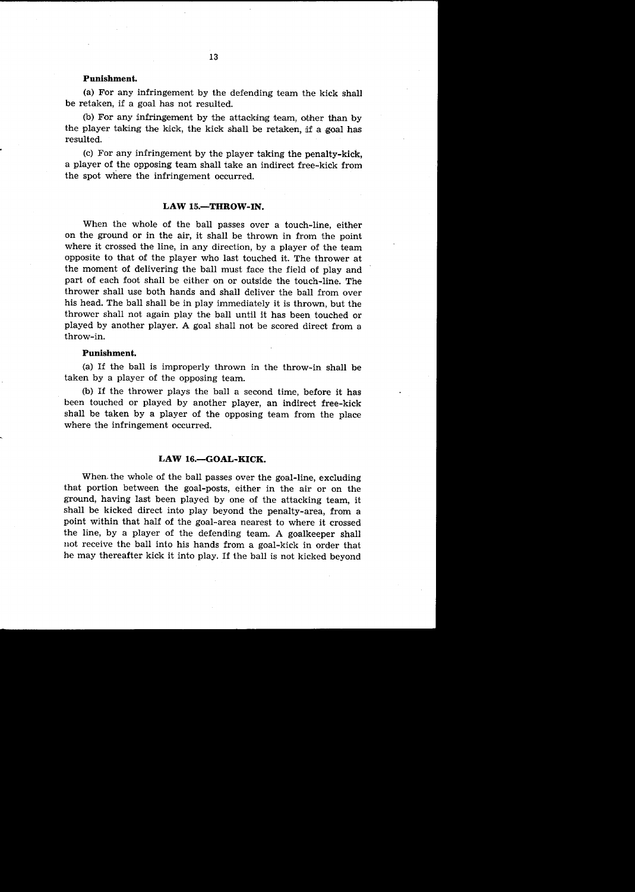**Punishment.**

(a) For any infringement by the defending team the kick shall be retaken, if a goal has not resulted.

(b) For any infringement by the attacking team, other than by the player taking the kick, the kick shall be retaken, if a goal has resulted.

(c) For any infringement by the player taking the penalty-kick, a player of the opposing team shall take an indirect free-kick from the spot where the infringement occurred.

## LAW 15.—THROW-IN.

When the whole of the ball passes over a touch-line, either on the ground or in the air, it shall be thrown in from the point where it crossed the line, in any direction, by a player of the team opposite to that of the player who last touched it. The thrower at the moment of delivering the ball must face the field of play and part of each foot shall be either on or outside the touch-line. The thrower shall use both hands and shall deliver the ball from over his head. The ball shall be in play immediately it is thrown, but the thrower shall not again play the ball until it has been touched or played by another player. A goal shall not be scored direct from a throw-in.

**Punishment.**

(a) If the ball is improperly thrown in the throw-in shall be taken by a player of the opposing team.

(b) If the thrower plays the ball a second time, before it has been touched or played by another player, an indirect free-kick shall be taken by a player of the opposing team from the place where the infringement occurred.

## LAW 16.—GOAL-KICK.

When the whole of the ball passes over the goal-line, excluding that portion between the goal-posts, either in the air or on the ground, having last been played by one of the attacking team, it shall be kicked direct into play beyond the penalty-area, from a point within that half of the goal-area nearest to where it crossed the line, by a player of the defending team. A goalkeeper shall not receive the ball into his hands from a goal-kick in order that he may thereafter kick it into play. If the ball is not kicked beyond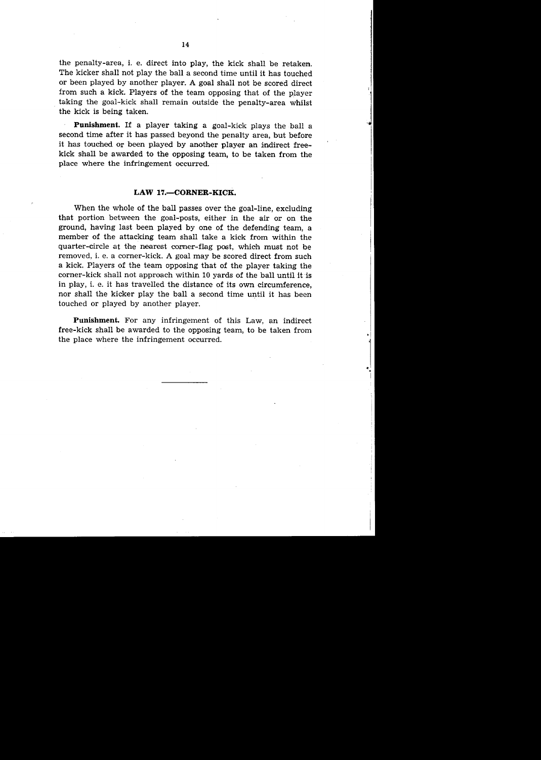the penalty-area, i. e. direct into play, the kick shall be retaken. The kicker shall not play the ball a second time until it has touched or been played by another player. A goal shall not be scored direct from such a kick. Players of the team opposing that of the player taking the goal-kick shall remain outside the penalty-area whilst the kick is being taken.

**Punishment.** If a player taking a goal-kick plays the ball a second time after it has passed beyond the penalty area, but before it has touched or been played by another player an indirect free-kick shall be awarded to the opposing team, to be taken from the place where the infringement occurred.

## LAW 17.—CORNER-KICK.

When the whole of the ball passes over the goal-line, excluding that portion between the goal-posts, either in the air or on the ground, having last been played by one of the defending team, a member of the attacking team shall take a kick from within the quarter-circle at the nearest corner-flag post, which must not be removed, i. e. a corner-kick. A goal may be scored direct from such a kick. Players of the team opposing that of the player taking the corner-kick shall not approach within 10 yards of the ball until it is in play, i. e. it has travelled the distance of its own circumference, nor shall the kicker play the ball a second time until it has been touched or played by another player.

**Punishment.** For any infringement of this Law, an indirect free-kick shall be awarded to the opposing team, to be taken from the place where the infringement occurred.

---